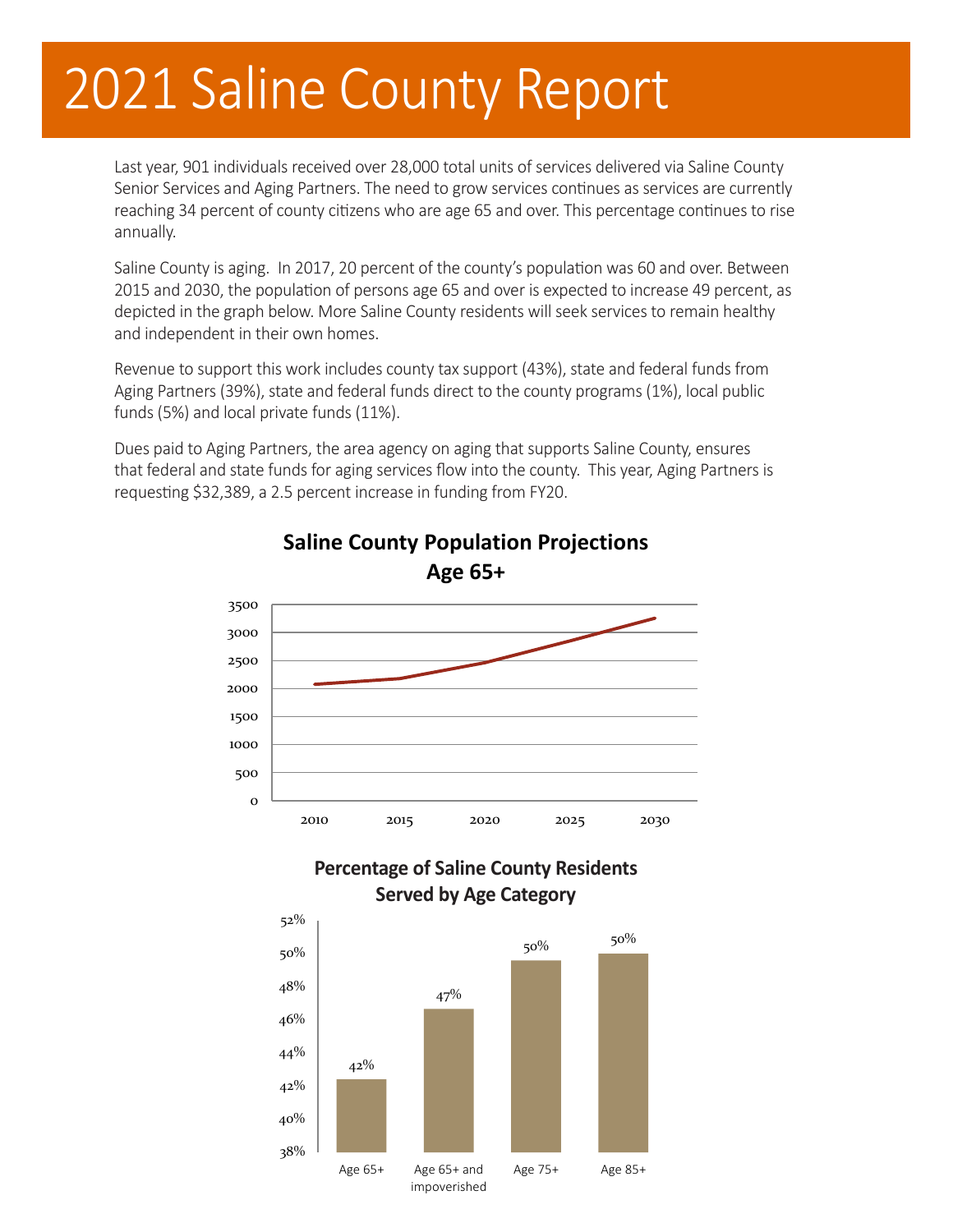# 2021 Saline County Report

Last year, 901 individuals received over 28,000 total units of services delivered via Saline County Senior Services and Aging Partners. The need to grow services continues as services are currently reaching 34 percent of county citizens who are age 65 and over. This percentage continues to rise annually.

Saline County is aging. In 2017, 20 percent of the county's population was 60 and over. Between 2015 and 2030, the population of persons age 65 and over is expected to increase 49 percent, as depicted in the graph below. More Saline County residents will seek services to remain healthy and independent in their own homes.

Revenue to support this work includes county tax support (43%), state and federal funds from Aging Partners (39%), state and federal funds direct to the county programs (1%), local public funds (5%) and local private funds (11%).

Dues paid to Aging Partners, the area agency on aging that supports Saline County, ensures that federal and state funds for aging services flow into the county. This year, Aging Partners is requesting $32,389, a 2.5 percent increase in funding from FY20.

**Saline County Population Projections Age 65+**

**Percentage of Saline County Residents Served by Age Category**

| Age Category | Percentage |
|---|---|
| Age 65+ | 42% |
| Age 65+ and impoverished | 47% |
| Age 75+ | 50% |
| Age 85+ | 50% |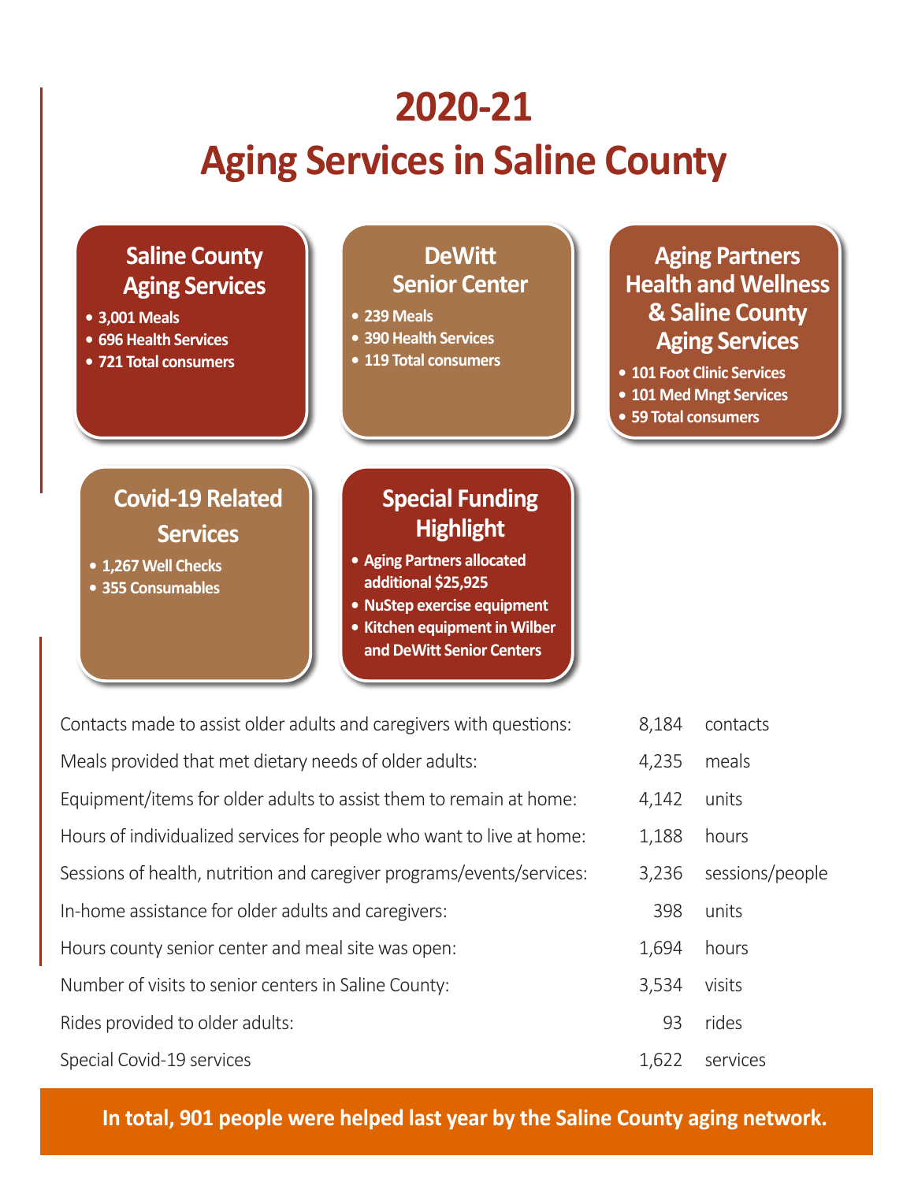# 2020-21

# Aging Services in Saline County

### Saline County Aging Services

- 3,001 Meals
- 696 Health Services
- 721 Total consumers

### DeWitt Senior Center

- 239 Meals
- 390 Health Services
- 119 Total consumers

### Aging Partners Health and Wellness & Saline County Aging Services

- 101 Foot Clinic Services
- 101 Med Mngt Services
- 59 Total consumers

### Covid-19 Related Services

- 1,267 Well Checks
- 355 Consumables

### Special Funding Highlight

- Aging Partners allocated additional $25,925
- NuStep exercise equipment
- Kitchen equipment in Wilber and DeWitt Senior Centers

| | | |
|---|---|---|
| Contacts made to assist older adults and caregivers with questions: | 8,184 | contacts |
| Meals provided that met dietary needs of older adults: | 4,235 | meals |
| Equipment/items for older adults to assist them to remain at home: | 4,142 | units |
| Hours of individualized services for people who want to live at home: | 1,188 | hours |
| Sessions of health, nutrition and caregiver programs/events/services: | 3,236 | sessions/people |
| In-home assistance for older adults and caregivers: | 398 | units |
| Hours county senior center and meal site was open: | 1,694 | hours |
| Number of visits to senior centers in Saline County: | 3,534 | visits |
| Rides provided to older adults: | 93 | rides |
| Special Covid-19 services | 1,622 | services |

**In total, 901 people were helped last year by the Saline County aging network.**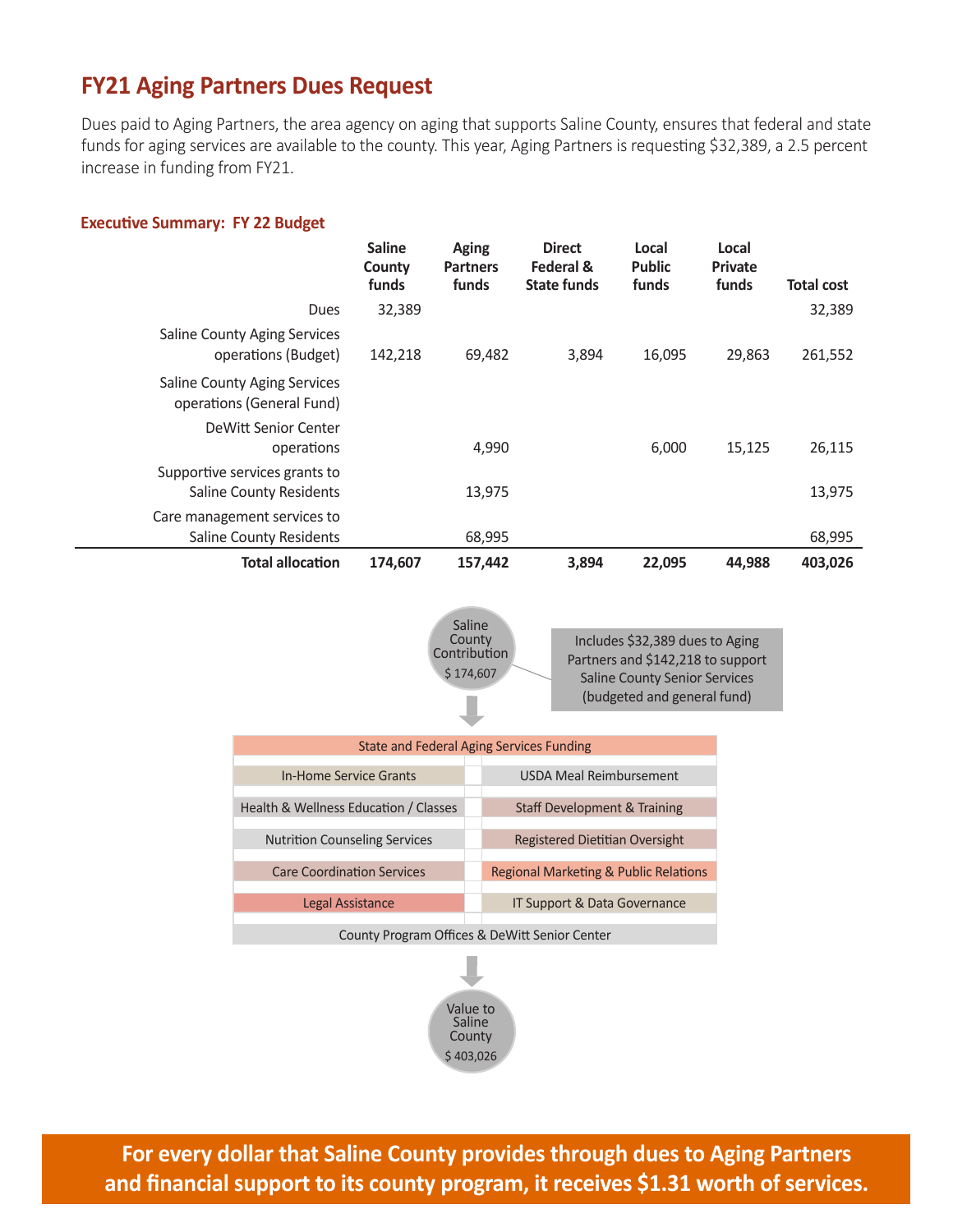## FY21 Aging Partners Dues Request

Dues paid to Aging Partners, the area agency on aging that supports Saline County, ensures that federal and state funds for aging services are available to the county. This year, Aging Partners is requesting $32,389, a 2.5 percent increase in funding from FY21.

### Executive Summary: FY 22 Budget

| | Saline County funds | Aging Partners funds | Direct Federal & State funds | Local Public funds | Local Private funds | Total cost |
|---|---|---|---|---|---|---|
| Dues | 32,389 | | | | | 32,389 |
| Saline County Aging Services operations (Budget) | 142,218 | 69,482 | 3,894 | 16,095 | 29,863 | 261,552 |
| Saline County Aging Services operations (General Fund) | | | | | | |
| DeWitt Senior Center operations | | 4,990 | | 6,000 | 15,125 | 26,115 |
| Supportive services grants to Saline County Residents | | 13,975 | | | | 13,975 |
| Care management services to Saline County Residents | | 68,995 | | | | 68,995 |
| **Total allocation** | **174,607** | **157,442** | **3,894** | **22,095** | **44,988** | **403,026** |

Saline County Contribution
$ 174,607

Includes $32,389 dues to Aging Partners and $142,218 to support Saline County Senior Services (budgeted and general fund)

State and Federal Aging Services Funding

In-Home Service Grants
USDA Meal Reimbursement
Health & Wellness Education / Classes
Staff Development & Training
Nutrition Counseling Services
Registered Dietitian Oversight
Care Coordination Services
Regional Marketing & Public Relations
Legal Assistance
IT Support & Data Governance

County Program Offices & DeWitt Senior Center

Value to Saline County
$ 403,026

**For every dollar that Saline County provides through dues to Aging Partners and financial support to its county program, it receives $1.31 worth of services.**